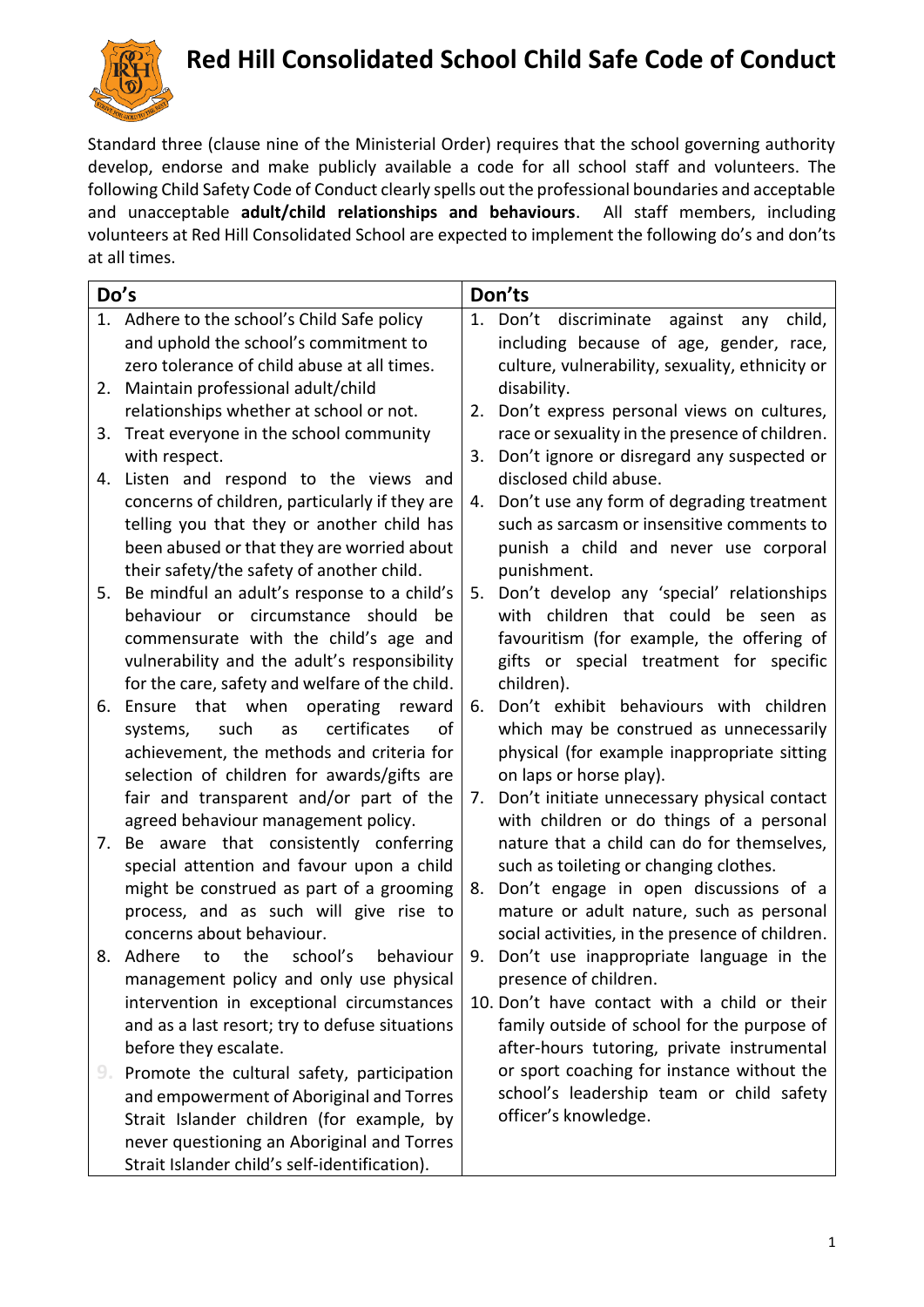# Red Hill Consolidated School Child Safe Code of Conduct

Standard three (clause nine of the Ministerial Order) requires that the school governing authority develop, endorse and make publicly available a code for all school staff and volunteers. The following Child Safety Code of Conduct clearly spells out the professional boundaries and acceptable and unacceptable **adult/child relationships and behaviours**. All staff members, including volunteers at Red Hill Consolidated School are expected to implement the following do's and don'ts at all times.

| Do's | Don'ts |
|---|---|
| 1. Adhere to the school's Child Safe policy and uphold the school's commitment to zero tolerance of child abuse at all times.<br>2. Maintain professional adult/child relationships whether at school or not.<br>3. Treat everyone in the school community with respect.<br>4. Listen and respond to the views and concerns of children, particularly if they are telling you that they or another child has been abused or that they are worried about their safety/the safety of another child.<br>5. Be mindful an adult's response to a child's behaviour or circumstance should be commensurate with the child's age and vulnerability and the adult's responsibility for the care, safety and welfare of the child.<br>6. Ensure that when operating reward systems, such as certificates of achievement, the methods and criteria for selection of children for awards/gifts are fair and transparent and/or part of the agreed behaviour management policy.<br>7. Be aware that consistently conferring special attention and favour upon a child might be construed as part of a grooming process, and as such will give rise to concerns about behaviour.<br>8. Adhere to the school's behaviour management policy and only use physical intervention in exceptional circumstances and as a last resort; try to defuse situations before they escalate.<br>9. Promote the cultural safety, participation and empowerment of Aboriginal and Torres Strait Islander children (for example, by never questioning an Aboriginal and Torres Strait Islander child's self-identification). | 1. Don't discriminate against any child, including because of age, gender, race, culture, vulnerability, sexuality, ethnicity or disability.<br>2. Don't express personal views on cultures, race or sexuality in the presence of children.<br>3. Don't ignore or disregard any suspected or disclosed child abuse.<br>4. Don't use any form of degrading treatment such as sarcasm or insensitive comments to punish a child and never use corporal punishment.<br>5. Don't develop any 'special' relationships with children that could be seen as favouritism (for example, the offering of gifts or special treatment for specific children).<br>6. Don't exhibit behaviours with children which may be construed as unnecessarily physical (for example inappropriate sitting on laps or horse play).<br>7. Don't initiate unnecessary physical contact with children or do things of a personal nature that a child can do for themselves, such as toileting or changing clothes.<br>8. Don't engage in open discussions of a mature or adult nature, such as personal social activities, in the presence of children.<br>9. Don't use inappropriate language in the presence of children.<br>10. Don't have contact with a child or their family outside of school for the purpose of after-hours tutoring, private instrumental or sport coaching for instance without the school's leadership team or child safety officer's knowledge. |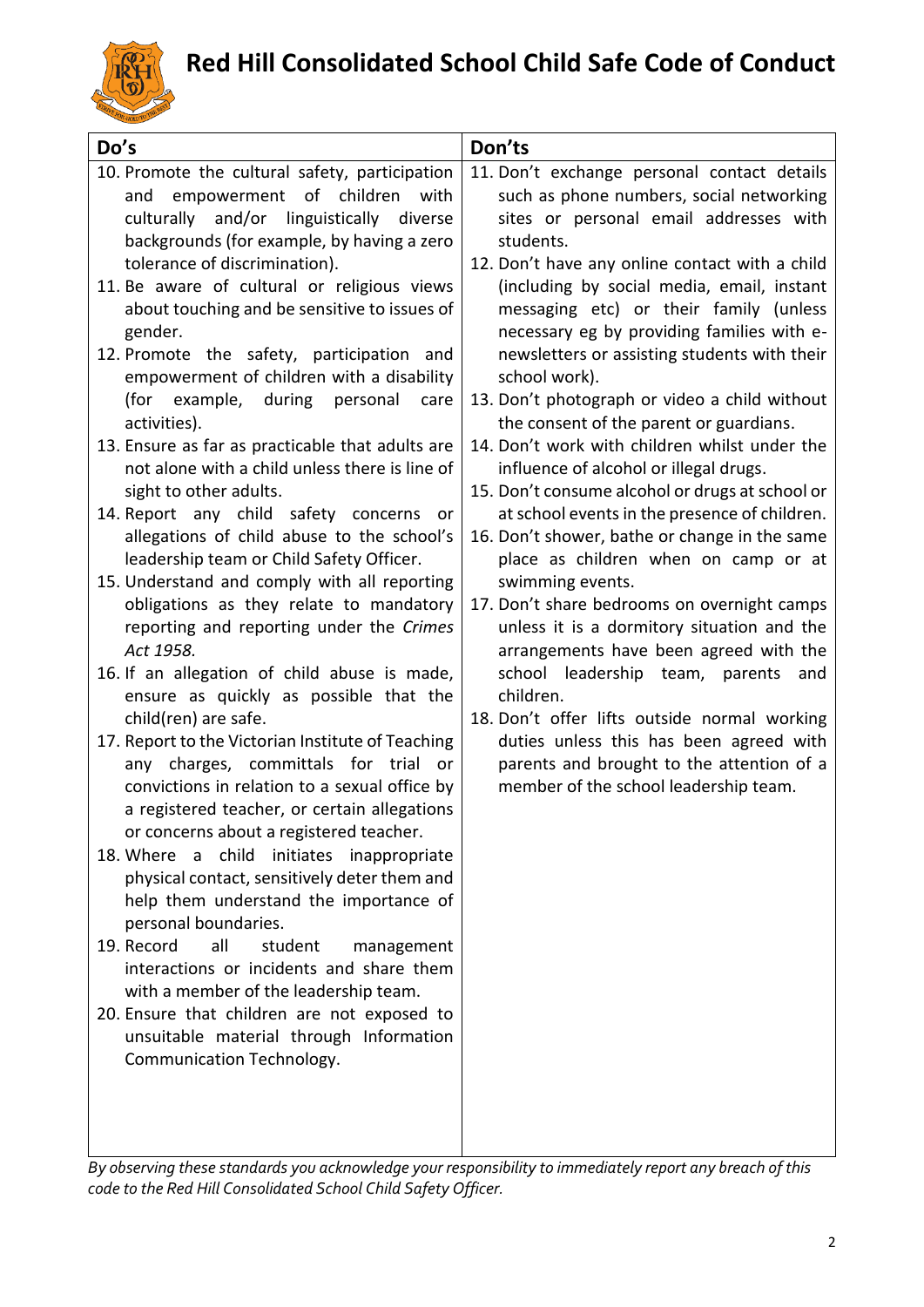# Red Hill Consolidated School Child Safe Code of Conduct

| Do's | Don'ts |
|---|---|
| 10. Promote the cultural safety, participation and empowerment of children with culturally and/or linguistically diverse backgrounds (for example, by having a zero tolerance of discrimination). | 11. Don't exchange personal contact details such as phone numbers, social networking sites or personal email addresses with students. |
| 11. Be aware of cultural or religious views about touching and be sensitive to issues of gender. | 12. Don't have any online contact with a child (including by social media, email, instant messaging etc) or their family (unless necessary eg by providing families with e-newsletters or assisting students with their school work). |
| 12. Promote the safety, participation and empowerment of children with a disability (for example, during personal care activities). | 13. Don't photograph or video a child without the consent of the parent or guardians. |
| 13. Ensure as far as practicable that adults are not alone with a child unless there is line of sight to other adults. | 14. Don't work with children whilst under the influence of alcohol or illegal drugs. |
| 14. Report any child safety concerns or allegations of child abuse to the school's leadership team or Child Safety Officer. | 15. Don't consume alcohol or drugs at school or at school events in the presence of children. |
| 15. Understand and comply with all reporting obligations as they relate to mandatory reporting and reporting under the *Crimes Act 1958.* | 16. Don't shower, bathe or change in the same place as children when on camp or at swimming events. |
| 16. If an allegation of child abuse is made, ensure as quickly as possible that the child(ren) are safe. | 17. Don't share bedrooms on overnight camps unless it is a dormitory situation and the arrangements have been agreed with the school leadership team, parents and children. |
| 17. Report to the Victorian Institute of Teaching any charges, committals for trial or convictions in relation to a sexual office by a registered teacher, or certain allegations or concerns about a registered teacher. | 18. Don't offer lifts outside normal working duties unless this has been agreed with parents and brought to the attention of a member of the school leadership team. |
| 18. Where a child initiates inappropriate physical contact, sensitively deter them and help them understand the importance of personal boundaries. | |
| 19. Record all student management interactions or incidents and share them with a member of the leadership team. | |
| 20. Ensure that children are not exposed to unsuitable material through Information Communication Technology. | |

*By observing these standards you acknowledge your responsibility to immediately report any breach of this code to the Red Hill Consolidated School Child Safety Officer.*